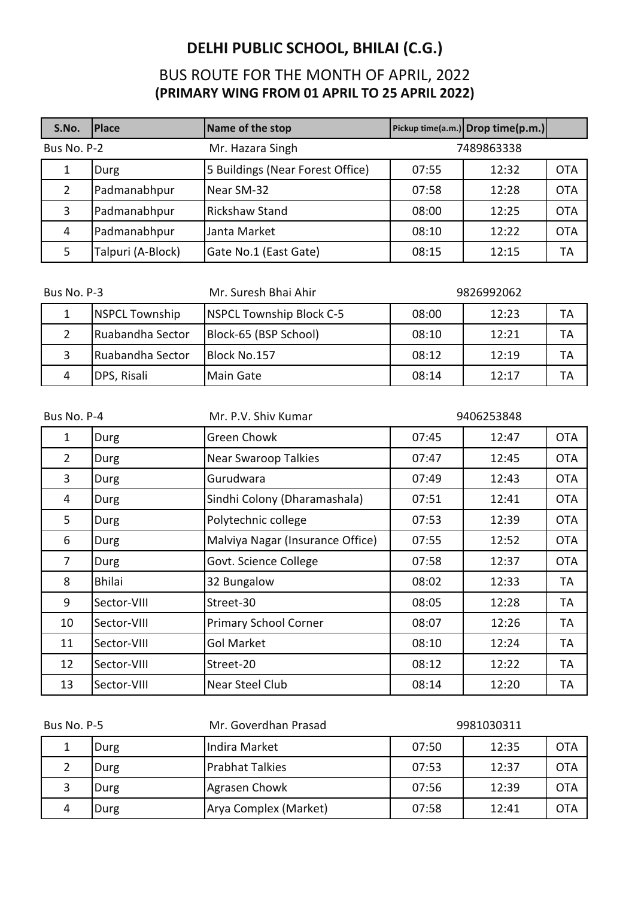# DELHI PUBLIC SCHOOL, BHILAI (C.G.)

## BUS ROUTE FOR THE MONTH OF APRIL, 2022

### (PRIMARY WING FROM 01 APRIL TO 25 APRIL 2022)

| S.No. | Place | Name of the stop | Pickup time(a.m.) | Drop time(p.m.) | |
|---|---|---|---|---|---|
| Bus No. P-2 | | Mr. Hazara Singh | | 7489863338 | |
| 1 | Durg | 5 Buildings (Near Forest Office) | 07:55 | 12:32 | OTA |
| 2 | Padmanabhpur | Near SM-32 | 07:58 | 12:28 | OTA |
| 3 | Padmanabhpur | Rickshaw Stand | 08:00 | 12:25 | OTA |
| 4 | Padmanabhpur | Janta Market | 08:10 | 12:22 | OTA |
| 5 | Talpuri (A-Block) | Gate No.1 (East Gate) | 08:15 | 12:15 | TA |

| Bus No. P-3 | | Mr. Suresh Bhai Ahir | | 9826992062 | |
|---|---|---|---|---|---|
| 1 | NSPCL Township | NSPCL Township Block C-5 | 08:00 | 12:23 | TA |
| 2 | Ruabandha Sector | Block-65 (BSP School) | 08:10 | 12:21 | TA |
| 3 | Ruabandha Sector | Block No.157 | 08:12 | 12:19 | TA |
| 4 | DPS, Risali | Main Gate | 08:14 | 12:17 | TA |

| Bus No. P-4 | | Mr. P.V. Shiv Kumar | | 9406253848 | |
|---|---|---|---|---|---|
| 1 | Durg | Green Chowk | 07:45 | 12:47 | OTA |
| 2 | Durg | Near Swaroop Talkies | 07:47 | 12:45 | OTA |
| 3 | Durg | Gurudwara | 07:49 | 12:43 | OTA |
| 4 | Durg | Sindhi Colony (Dharamashala) | 07:51 | 12:41 | OTA |
| 5 | Durg | Polytechnic college | 07:53 | 12:39 | OTA |
| 6 | Durg | Malviya Nagar (Insurance Office) | 07:55 | 12:52 | OTA |
| 7 | Durg | Govt. Science College | 07:58 | 12:37 | OTA |
| 8 | Bhilai | 32 Bungalow | 08:02 | 12:33 | TA |
| 9 | Sector-VIII | Street-30 | 08:05 | 12:28 | TA |
| 10 | Sector-VIII | Primary School Corner | 08:07 | 12:26 | TA |
| 11 | Sector-VIII | Gol Market | 08:10 | 12:24 | TA |
| 12 | Sector-VIII | Street-20 | 08:12 | 12:22 | TA |
| 13 | Sector-VIII | Near Steel Club | 08:14 | 12:20 | TA |

| Bus No. P-5 | | Mr. Goverdhan Prasad | | 9981030311 | |
|---|---|---|---|---|---|
| 1 | Durg | Indira Market | 07:50 | 12:35 | OTA |
| 2 | Durg | Prabhat Talkies | 07:53 | 12:37 | OTA |
| 3 | Durg | Agrasen Chowk | 07:56 | 12:39 | OTA |
| 4 | Durg | Arya Complex (Market) | 07:58 | 12:41 | OTA |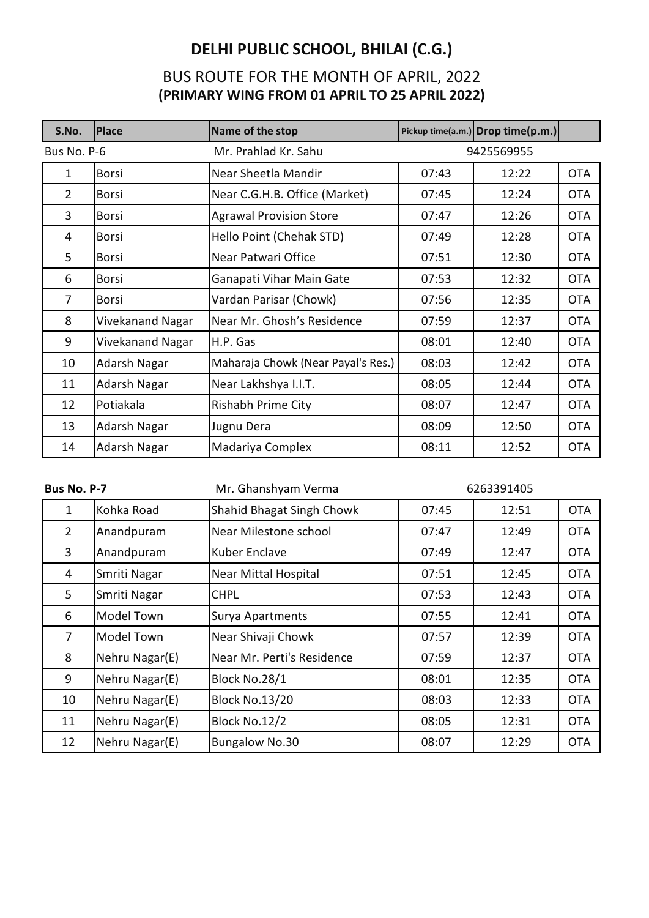# DELHI PUBLIC SCHOOL, BHILAI (C.G.)

## BUS ROUTE FOR THE MONTH OF APRIL, 2022
## (PRIMARY WING FROM 01 APRIL TO 25 APRIL 2022)

| S.No. | Place | Name of the stop | Pickup time(a.m.) | Drop time(p.m.) | |
|---|---|---|---|---|---|
| Bus No. P-6 | | Mr. Prahlad Kr. Sahu | | 9425569955 | |
| 1 | Borsi | Near Sheetla Mandir | 07:43 | 12:22 | OTA |
| 2 | Borsi | Near C.G.H.B. Office (Market) | 07:45 | 12:24 | OTA |
| 3 | Borsi | Agrawal Provision Store | 07:47 | 12:26 | OTA |
| 4 | Borsi | Hello Point (Chehak STD) | 07:49 | 12:28 | OTA |
| 5 | Borsi | Near Patwari Office | 07:51 | 12:30 | OTA |
| 6 | Borsi | Ganapati Vihar Main Gate | 07:53 | 12:32 | OTA |
| 7 | Borsi | Vardan Parisar (Chowk) | 07:56 | 12:35 | OTA |
| 8 | Vivekanand Nagar | Near Mr. Ghosh's Residence | 07:59 | 12:37 | OTA |
| 9 | Vivekanand Nagar | H.P. Gas | 08:01 | 12:40 | OTA |
| 10 | Adarsh Nagar | Maharaja Chowk (Near Payal's Res.) | 08:03 | 12:42 | OTA |
| 11 | Adarsh Nagar | Near Lakhshya I.I.T. | 08:05 | 12:44 | OTA |
| 12 | Potiakala | Rishabh Prime City | 08:07 | 12:47 | OTA |
| 13 | Adarsh Nagar | Jugnu Dera | 08:09 | 12:50 | OTA |
| 14 | Adarsh Nagar | Madariya Complex | 08:11 | 12:52 | OTA |

| **Bus No. P-7** | | Mr. Ghanshyam Verma | | 6263391405 | |
|---|---|---|---|---|---|
| 1 | Kohka Road | Shahid Bhagat Singh Chowk | 07:45 | 12:51 | OTA |
| 2 | Anandpuram | Near Milestone school | 07:47 | 12:49 | OTA |
| 3 | Anandpuram | Kuber Enclave | 07:49 | 12:47 | OTA |
| 4 | Smriti Nagar | Near Mittal Hospital | 07:51 | 12:45 | OTA |
| 5 | Smriti Nagar | CHPL | 07:53 | 12:43 | OTA |
| 6 | Model Town | Surya Apartments | 07:55 | 12:41 | OTA |
| 7 | Model Town | Near Shivaji Chowk | 07:57 | 12:39 | OTA |
| 8 | Nehru Nagar(E) | Near Mr. Perti's Residence | 07:59 | 12:37 | OTA |
| 9 | Nehru Nagar(E) | Block No.28/1 | 08:01 | 12:35 | OTA |
| 10 | Nehru Nagar(E) | Block No.13/20 | 08:03 | 12:33 | OTA |
| 11 | Nehru Nagar(E) | Block No.12/2 | 08:05 | 12:31 | OTA |
| 12 | Nehru Nagar(E) | Bungalow No.30 | 08:07 | 12:29 | OTA |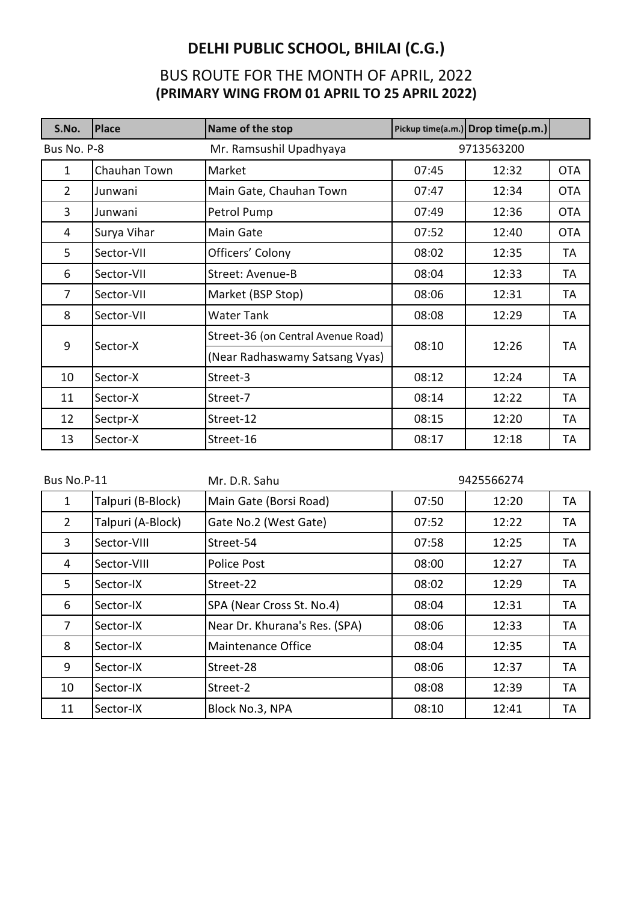# DELHI PUBLIC SCHOOL, BHILAI (C.G.)

## BUS ROUTE FOR THE MONTH OF APRIL, 2022
**(PRIMARY WING FROM 01 APRIL TO 25 APRIL 2022)**

| S.No. | Place | Name of the stop | Pickup time(a.m.) | Drop time(p.m.) | |
|---|---|---|---|---|---|
| Bus No. P-8 | | Mr. Ramsushil Upadhyaya | 9713563200 | | |
| 1 | Chauhan Town | Market | 07:45 | 12:32 | OTA |
| 2 | Junwani | Main Gate, Chauhan Town | 07:47 | 12:34 | OTA |
| 3 | Junwani | Petrol Pump | 07:49 | 12:36 | OTA |
| 4 | Surya Vihar | Main Gate | 07:52 | 12:40 | OTA |
| 5 | Sector-VII | Officers' Colony | 08:02 | 12:35 | TA |
| 6 | Sector-VII | Street: Avenue-B | 08:04 | 12:33 | TA |
| 7 | Sector-VII | Market (BSP Stop) | 08:06 | 12:31 | TA |
| 8 | Sector-VII | Water Tank | 08:08 | 12:29 | TA |
| 9 | Sector-X | Street-36 (on Central Avenue Road) (Near Radhaswamy Satsang Vyas) | 08:10 | 12:26 | TA |
| 10 | Sector-X | Street-3 | 08:12 | 12:24 | TA |
| 11 | Sector-X | Street-7 | 08:14 | 12:22 | TA |
| 12 | Sectpr-X | Street-12 | 08:15 | 12:20 | TA |
| 13 | Sector-X | Street-16 | 08:17 | 12:18 | TA |

| S.No. | Place | Name of the stop | Pickup time(a.m.) | Drop time(p.m.) | |
|---|---|---|---|---|---|
| Bus No.P-11 | | Mr. D.R. Sahu | 9425566274 | | |
| 1 | Talpuri (B-Block) | Main Gate (Borsi Road) | 07:50 | 12:20 | TA |
| 2 | Talpuri (A-Block) | Gate No.2 (West Gate) | 07:52 | 12:22 | TA |
| 3 | Sector-VIII | Street-54 | 07:58 | 12:25 | TA |
| 4 | Sector-VIII | Police Post | 08:00 | 12:27 | TA |
| 5 | Sector-IX | Street-22 | 08:02 | 12:29 | TA |
| 6 | Sector-IX | SPA (Near Cross St. No.4) | 08:04 | 12:31 | TA |
| 7 | Sector-IX | Near Dr. Khurana's Res. (SPA) | 08:06 | 12:33 | TA |
| 8 | Sector-IX | Maintenance Office | 08:04 | 12:35 | TA |
| 9 | Sector-IX | Street-28 | 08:06 | 12:37 | TA |
| 10 | Sector-IX | Street-2 | 08:08 | 12:39 | TA |
| 11 | Sector-IX | Block No.3, NPA | 08:10 | 12:41 | TA |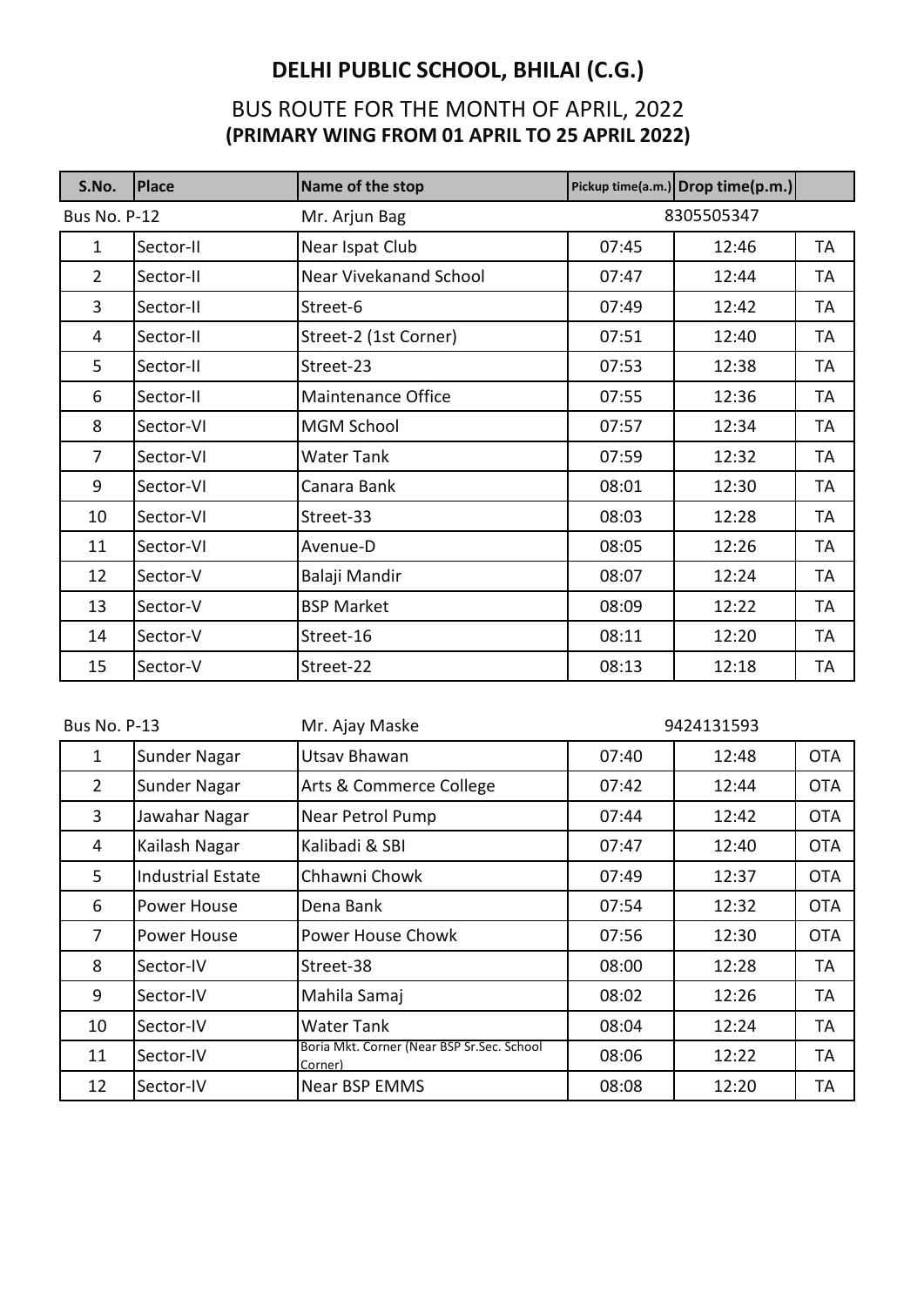# DELHI PUBLIC SCHOOL, BHILAI (C.G.)

## BUS ROUTE FOR THE MONTH OF APRIL, 2022
**(PRIMARY WING FROM 01 APRIL TO 25 APRIL 2022)**

| S.No. | Place | Name of the stop | Pickup time(a.m.) | Drop time(p.m.) | |
|---|---|---|---|---|---|
| Bus No. P-12 | | Mr. Arjun Bag | | 8305505347 | |
| 1 | Sector-II | Near Ispat Club | 07:45 | 12:46 | TA |
| 2 | Sector-II | Near Vivekanand School | 07:47 | 12:44 | TA |
| 3 | Sector-II | Street-6 | 07:49 | 12:42 | TA |
| 4 | Sector-II | Street-2 (1st Corner) | 07:51 | 12:40 | TA |
| 5 | Sector-II | Street-23 | 07:53 | 12:38 | TA |
| 6 | Sector-II | Maintenance Office | 07:55 | 12:36 | TA |
| 8 | Sector-VI | MGM School | 07:57 | 12:34 | TA |
| 7 | Sector-VI | Water Tank | 07:59 | 12:32 | TA |
| 9 | Sector-VI | Canara Bank | 08:01 | 12:30 | TA |
| 10 | Sector-VI | Street-33 | 08:03 | 12:28 | TA |
| 11 | Sector-VI | Avenue-D | 08:05 | 12:26 | TA |
| 12 | Sector-V | Balaji Mandir | 08:07 | 12:24 | TA |
| 13 | Sector-V | BSP Market | 08:09 | 12:22 | TA |
| 14 | Sector-V | Street-16 | 08:11 | 12:20 | TA |
| 15 | Sector-V | Street-22 | 08:13 | 12:18 | TA |

| Bus No. P-13 | | Mr. Ajay Maske | | 9424131593 | |
|---|---|---|---|---|---|
| 1 | Sunder Nagar | Utsav Bhawan | 07:40 | 12:48 | OTA |
| 2 | Sunder Nagar | Arts & Commerce College | 07:42 | 12:44 | OTA |
| 3 | Jawahar Nagar | Near Petrol Pump | 07:44 | 12:42 | OTA |
| 4 | Kailash Nagar | Kalibadi & SBI | 07:47 | 12:40 | OTA |
| 5 | Industrial Estate | Chhawni Chowk | 07:49 | 12:37 | OTA |
| 6 | Power House | Dena Bank | 07:54 | 12:32 | OTA |
| 7 | Power House | Power House Chowk | 07:56 | 12:30 | OTA |
| 8 | Sector-IV | Street-38 | 08:00 | 12:28 | TA |
| 9 | Sector-IV | Mahila Samaj | 08:02 | 12:26 | TA |
| 10 | Sector-IV | Water Tank | 08:04 | 12:24 | TA |
| 11 | Sector-IV | Boria Mkt. Corner (Near BSP Sr.Sec. School Corner) | 08:06 | 12:22 | TA |
| 12 | Sector-IV | Near BSP EMMS | 08:08 | 12:20 | TA |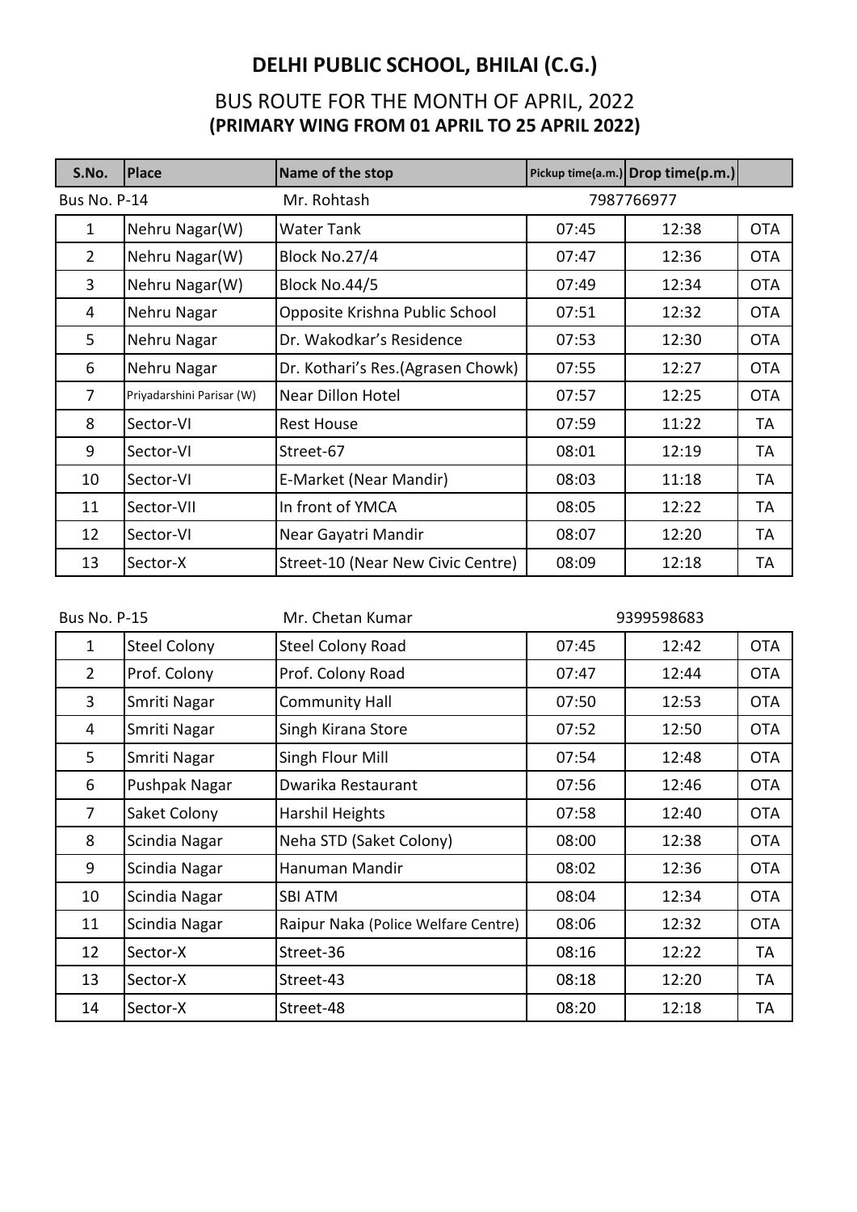# DELHI PUBLIC SCHOOL, BHILAI (C.G.)

## BUS ROUTE FOR THE MONTH OF APRIL, 2022
### (PRIMARY WING FROM 01 APRIL TO 25 APRIL 2022)

| S.No. | Place | Name of the stop | Pickup time(a.m.) | Drop time(p.m.) | |
|---|---|---|---|---|---|
| Bus No. P-14 | | Mr. Rohtash | 7987766977 | | |
| 1 | Nehru Nagar(W) | Water Tank | 07:45 | 12:38 | OTA |
| 2 | Nehru Nagar(W) | Block No.27/4 | 07:47 | 12:36 | OTA |
| 3 | Nehru Nagar(W) | Block No.44/5 | 07:49 | 12:34 | OTA |
| 4 | Nehru Nagar | Opposite Krishna Public School | 07:51 | 12:32 | OTA |
| 5 | Nehru Nagar | Dr. Wakodkar's Residence | 07:53 | 12:30 | OTA |
| 6 | Nehru Nagar | Dr. Kothari's Res.(Agrasen Chowk) | 07:55 | 12:27 | OTA |
| 7 | Priyadarshini Parisar (W) | Near Dillon Hotel | 07:57 | 12:25 | OTA |
| 8 | Sector-VI | Rest House | 07:59 | 11:22 | TA |
| 9 | Sector-VI | Street-67 | 08:01 | 12:19 | TA |
| 10 | Sector-VI | E-Market (Near Mandir) | 08:03 | 11:18 | TA |
| 11 | Sector-VII | In front of YMCA | 08:05 | 12:22 | TA |
| 12 | Sector-VI | Near Gayatri Mandir | 08:07 | 12:20 | TA |
| 13 | Sector-X | Street-10 (Near New Civic Centre) | 08:09 | 12:18 | TA |

| S.No. | Place | Name of the stop | Pickup time(a.m.) | Drop time(p.m.) | |
|---|---|---|---|---|---|
| Bus No. P-15 | | Mr. Chetan Kumar | 9399598683 | | |
| 1 | Steel Colony | Steel Colony Road | 07:45 | 12:42 | OTA |
| 2 | Prof. Colony | Prof. Colony Road | 07:47 | 12:44 | OTA |
| 3 | Smriti Nagar | Community Hall | 07:50 | 12:53 | OTA |
| 4 | Smriti Nagar | Singh Kirana Store | 07:52 | 12:50 | OTA |
| 5 | Smriti Nagar | Singh Flour Mill | 07:54 | 12:48 | OTA |
| 6 | Pushpak Nagar | Dwarika Restaurant | 07:56 | 12:46 | OTA |
| 7 | Saket Colony | Harshil Heights | 07:58 | 12:40 | OTA |
| 8 | Scindia Nagar | Neha STD (Saket Colony) | 08:00 | 12:38 | OTA |
| 9 | Scindia Nagar | Hanuman Mandir | 08:02 | 12:36 | OTA |
| 10 | Scindia Nagar | SBI ATM | 08:04 | 12:34 | OTA |
| 11 | Scindia Nagar | Raipur Naka (Police Welfare Centre) | 08:06 | 12:32 | OTA |
| 12 | Sector-X | Street-36 | 08:16 | 12:22 | TA |
| 13 | Sector-X | Street-43 | 08:18 | 12:20 | TA |
| 14 | Sector-X | Street-48 | 08:20 | 12:18 | TA |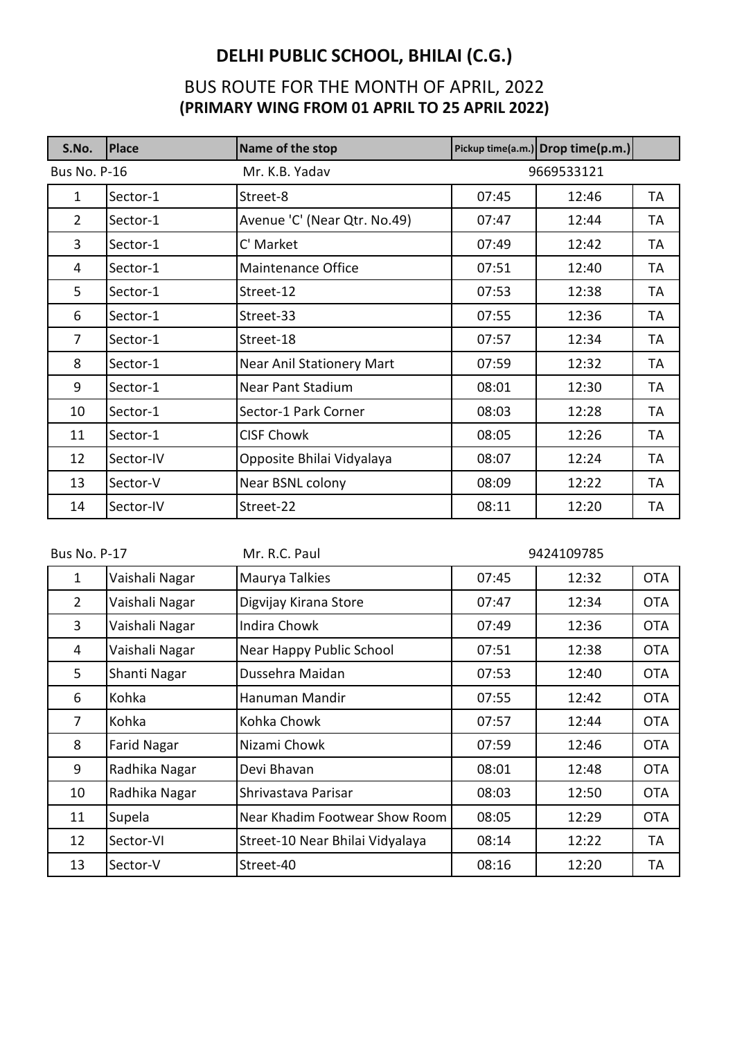# DELHI PUBLIC SCHOOL, BHILAI (C.G.)

## BUS ROUTE FOR THE MONTH OF APRIL, 2022
## (PRIMARY WING FROM 01 APRIL TO 25 APRIL 2022)

| S.No. | Place | Name of the stop | Pickup time(a.m.) | Drop time(p.m.) | |
|---|---|---|---|---|---|
| Bus No. P-16 | | Mr. K.B. Yadav | 9669533121 | | |
| 1 | Sector-1 | Street-8 | 07:45 | 12:46 | TA |
| 2 | Sector-1 | Avenue 'C' (Near Qtr. No.49) | 07:47 | 12:44 | TA |
| 3 | Sector-1 | C' Market | 07:49 | 12:42 | TA |
| 4 | Sector-1 | Maintenance Office | 07:51 | 12:40 | TA |
| 5 | Sector-1 | Street-12 | 07:53 | 12:38 | TA |
| 6 | Sector-1 | Street-33 | 07:55 | 12:36 | TA |
| 7 | Sector-1 | Street-18 | 07:57 | 12:34 | TA |
| 8 | Sector-1 | Near Anil Stationery Mart | 07:59 | 12:32 | TA |
| 9 | Sector-1 | Near Pant Stadium | 08:01 | 12:30 | TA |
| 10 | Sector-1 | Sector-1 Park Corner | 08:03 | 12:28 | TA |
| 11 | Sector-1 | CISF Chowk | 08:05 | 12:26 | TA |
| 12 | Sector-IV | Opposite Bhilai Vidyalaya | 08:07 | 12:24 | TA |
| 13 | Sector-V | Near BSNL colony | 08:09 | 12:22 | TA |
| 14 | Sector-IV | Street-22 | 08:11 | 12:20 | TA |

| S.No. | Place | Name of the stop | Pickup time(a.m.) | Drop time(p.m.) | |
|---|---|---|---|---|---|
| Bus No. P-17 | | Mr. R.C. Paul | 9424109785 | | |
| 1 | Vaishali Nagar | Maurya Talkies | 07:45 | 12:32 | OTA |
| 2 | Vaishali Nagar | Digvijay Kirana Store | 07:47 | 12:34 | OTA |
| 3 | Vaishali Nagar | Indira Chowk | 07:49 | 12:36 | OTA |
| 4 | Vaishali Nagar | Near Happy Public School | 07:51 | 12:38 | OTA |
| 5 | Shanti Nagar | Dussehra Maidan | 07:53 | 12:40 | OTA |
| 6 | Kohka | Hanuman Mandir | 07:55 | 12:42 | OTA |
| 7 | Kohka | Kohka Chowk | 07:57 | 12:44 | OTA |
| 8 | Farid Nagar | Nizami Chowk | 07:59 | 12:46 | OTA |
| 9 | Radhika Nagar | Devi Bhavan | 08:01 | 12:48 | OTA |
| 10 | Radhika Nagar | Shrivastava Parisar | 08:03 | 12:50 | OTA |
| 11 | Supela | Near Khadim Footwear Show Room | 08:05 | 12:29 | OTA |
| 12 | Sector-VI | Street-10 Near Bhilai Vidyalaya | 08:14 | 12:22 | TA |
| 13 | Sector-V | Street-40 | 08:16 | 12:20 | TA |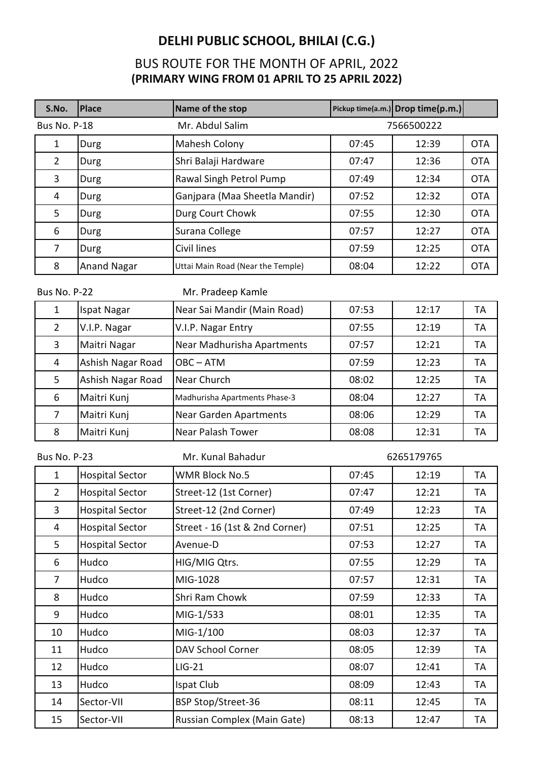# DELHI PUBLIC SCHOOL, BHILAI (C.G.)

## BUS ROUTE FOR THE MONTH OF APRIL, 2022

### (PRIMARY WING FROM 01 APRIL TO 25 APRIL 2022)

| S.No. | Place | Name of the stop | Pickup time(a.m.) | Drop time(p.m.) | |
|---|---|---|---|---|---|
| Bus No. P-18 | | Mr. Abdul Salim | | 7566500222 | |
| 1 | Durg | Mahesh Colony | 07:45 | 12:39 | OTA |
| 2 | Durg | Shri Balaji Hardware | 07:47 | 12:36 | OTA |
| 3 | Durg | Rawal Singh Petrol Pump | 07:49 | 12:34 | OTA |
| 4 | Durg | Ganjpara (Maa Sheetla Mandir) | 07:52 | 12:32 | OTA |
| 5 | Durg | Durg Court Chowk | 07:55 | 12:30 | OTA |
| 6 | Durg | Surana College | 07:57 | 12:27 | OTA |
| 7 | Durg | Civil lines | 07:59 | 12:25 | OTA |
| 8 | Anand Nagar | Uttai Main Road (Near the Temple) | 08:04 | 12:22 | OTA |
| Bus No. P-22 | | Mr. Pradeep Kamle | | | |
| 1 | Ispat Nagar | Near Sai Mandir (Main Road) | 07:53 | 12:17 | TA |
| 2 | V.I.P. Nagar | V.I.P. Nagar Entry | 07:55 | 12:19 | TA |
| 3 | Maitri Nagar | Near Madhurisha Apartments | 07:57 | 12:21 | TA |
| 4 | Ashish Nagar Road | OBC – ATM | 07:59 | 12:23 | TA |
| 5 | Ashish Nagar Road | Near Church | 08:02 | 12:25 | TA |
| 6 | Maitri Kunj | Madhurisha Apartments Phase-3 | 08:04 | 12:27 | TA |
| 7 | Maitri Kunj | Near Garden Apartments | 08:06 | 12:29 | TA |
| 8 | Maitri Kunj | Near Palash Tower | 08:08 | 12:31 | TA |
| Bus No. P-23 | | Mr. Kunal Bahadur | | 6265179765 | |
| 1 | Hospital Sector | WMR Block No.5 | 07:45 | 12:19 | TA |
| 2 | Hospital Sector | Street-12 (1st Corner) | 07:47 | 12:21 | TA |
| 3 | Hospital Sector | Street-12 (2nd Corner) | 07:49 | 12:23 | TA |
| 4 | Hospital Sector | Street - 16 (1st & 2nd Corner) | 07:51 | 12:25 | TA |
| 5 | Hospital Sector | Avenue-D | 07:53 | 12:27 | TA |
| 6 | Hudco | HIG/MIG Qtrs. | 07:55 | 12:29 | TA |
| 7 | Hudco | MIG-1028 | 07:57 | 12:31 | TA |
| 8 | Hudco | Shri Ram Chowk | 07:59 | 12:33 | TA |
| 9 | Hudco | MIG-1/533 | 08:01 | 12:35 | TA |
| 10 | Hudco | MIG-1/100 | 08:03 | 12:37 | TA |
| 11 | Hudco | DAV School Corner | 08:05 | 12:39 | TA |
| 12 | Hudco | LIG-21 | 08:07 | 12:41 | TA |
| 13 | Hudco | Ispat Club | 08:09 | 12:43 | TA |
| 14 | Sector-VII | BSP Stop/Street-36 | 08:11 | 12:45 | TA |
| 15 | Sector-VII | Russian Complex (Main Gate) | 08:13 | 12:47 | TA |